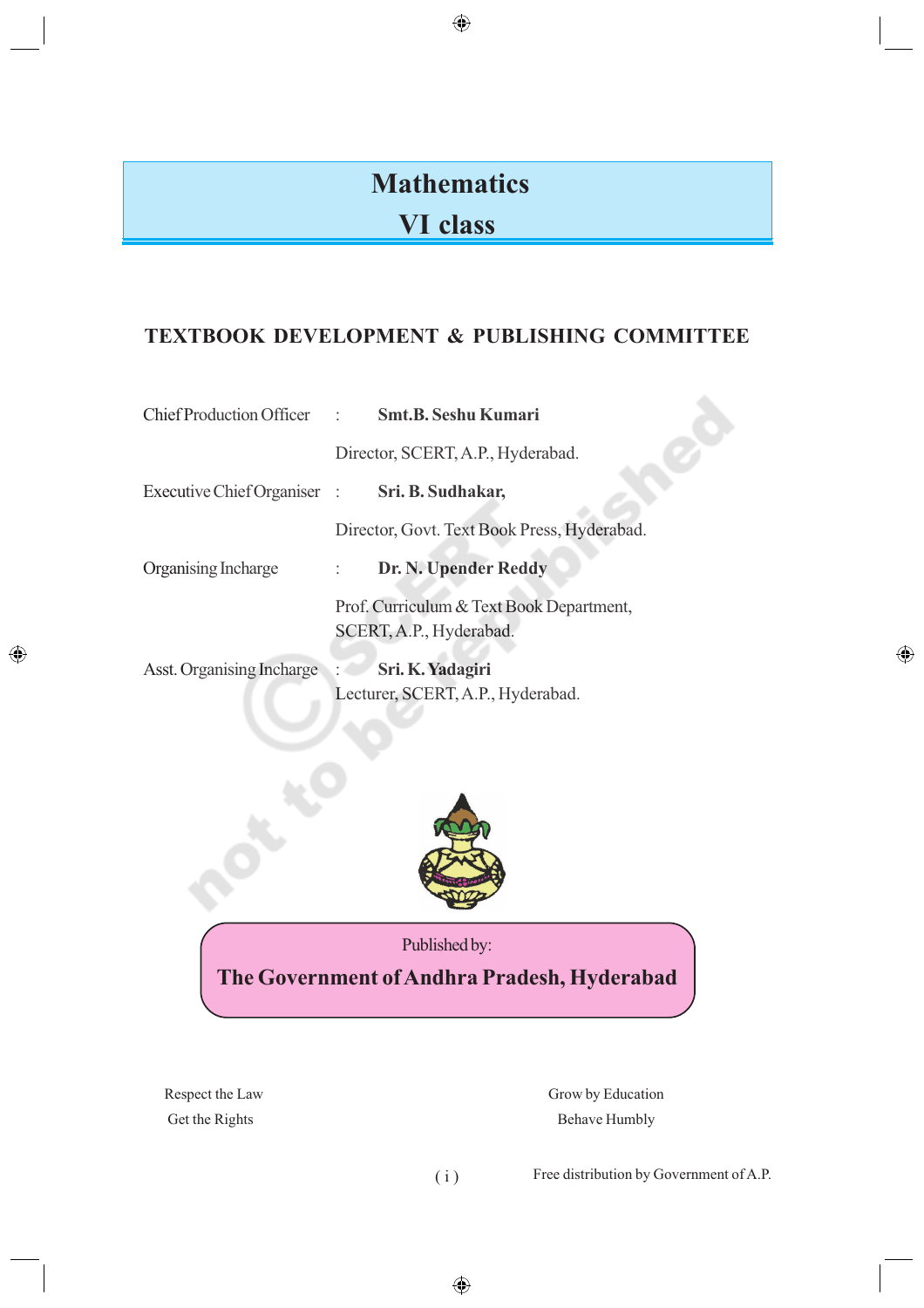# Mathematics

# VI class

## TEXTBOOK DEVELOPMENT & PUBLISHING COMMITTEE

Chief Production Officer : **Smt.B. Seshu Kumari**
Director, SCERT, A.P., Hyderabad.

Executive Chief Organiser : **Sri. B. Sudhakar,**
Director, Govt. Text Book Press, Hyderabad.

Organising Incharge : **Dr. N. Upender Reddy**
Prof. Curriculum & Text Book Department,
SCERT, A.P., Hyderabad.

Asst. Organising Incharge : **Sri. K. Yadagiri**
Lecturer, SCERT, A.P., Hyderabad.

Published by:

**The Government of Andhra Pradesh, Hyderabad**

Respect the Law
Get the Rights

Grow by Education
Behave Humbly

Free distribution by Government of A.P.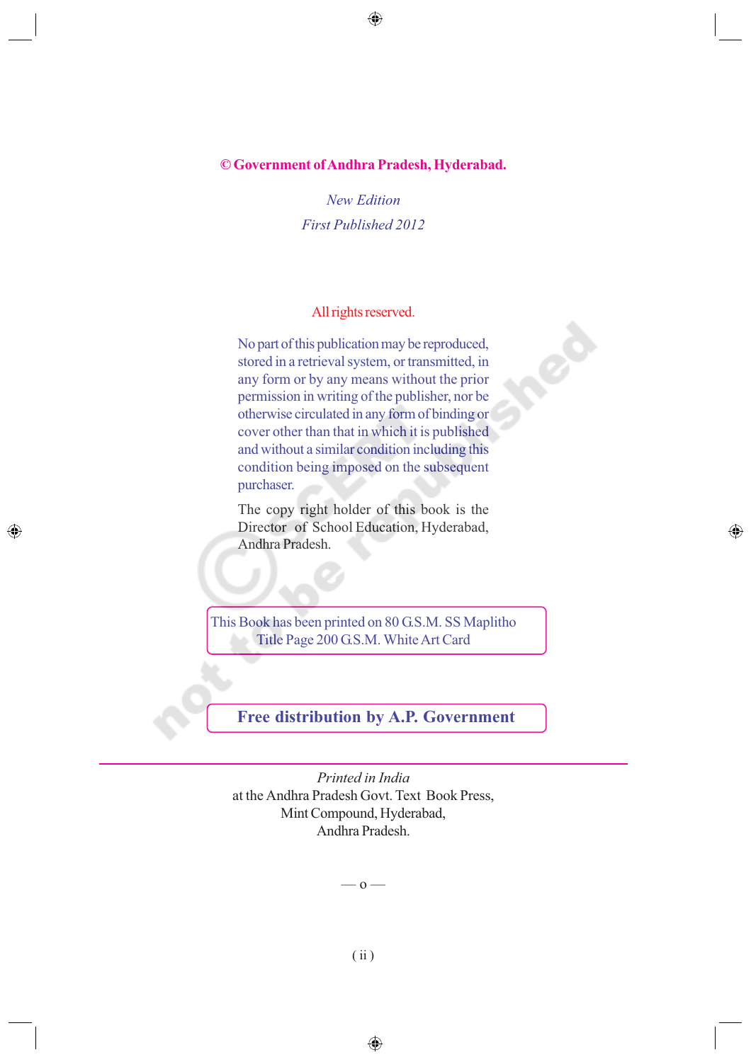**© Government of Andhra Pradesh, Hyderabad.**

*New Edition*

*First Published 2012*

All rights reserved.

No part of this publication may be reproduced, stored in a retrieval system, or transmitted, in any form or by any means without the prior permission in writing of the publisher, nor be otherwise circulated in any form of binding or cover other than that in which it is published and without a similar condition including this condition being imposed on the subsequent purchaser.

The copy right holder of this book is the Director of School Education, Hyderabad, Andhra Pradesh.

This Book has been printed on 80 G.S.M. SS Maplitho Title Page 200 G.S.M. White Art Card

**Free distribution by A.P. Government**

*Printed in India*
at the Andhra Pradesh Govt. Text Book Press,
Mint Compound, Hyderabad,
Andhra Pradesh.

— o —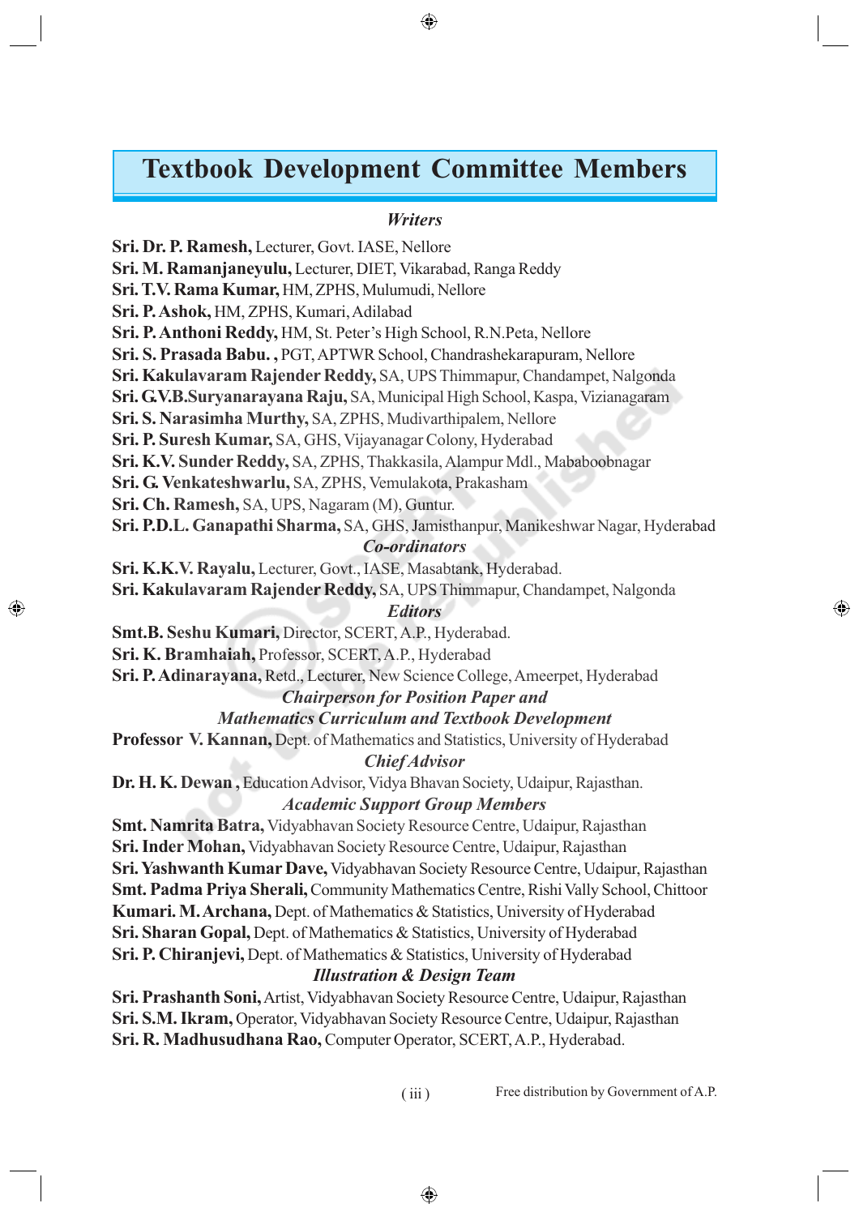# Textbook Development Committee Members

### *Writers*

**Sri. Dr. P. Ramesh,** Lecturer, Govt. IASE, Nellore
**Sri. M. Ramanjaneyulu,** Lecturer, DIET, Vikarabad, Ranga Reddy
**Sri. T.V. Rama Kumar,** HM, ZPHS, Mulumudi, Nellore
**Sri. P. Ashok,** HM, ZPHS, Kumari, Adilabad
**Sri. P. Anthoni Reddy,** HM, St. Peter's High School, R.N.Peta, Nellore
**Sri. S. Prasada Babu. ,** PGT, APTWR School, Chandrashekarapuram, Nellore
**Sri. Kakulavaram Rajender Reddy,** SA, UPS Thimmapur, Chandampet, Nalgonda
**Sri. G.V.B.Suryanarayana Raju,** SA, Municipal High School, Kaspa, Vizianagaram
**Sri. S. Narasimha Murthy,** SA, ZPHS, Mudivarthipalem, Nellore
**Sri. P. Suresh Kumar,** SA, GHS, Vijayanagar Colony, Hyderabad
**Sri. K.V. Sunder Reddy,** SA, ZPHS, Thakkasila, Alampur Mdl., Mababoobnagar
**Sri. G. Venkateshwarlu,** SA, ZPHS, Vemulakota, Prakasham
**Sri. Ch. Ramesh,** SA, UPS, Nagaram (M), Guntur.
**Sri. P.D.L. Ganapathi Sharma,** SA, GHS, Jamisthanpur, Manikeshwar Nagar, Hyderabad

### *Co-ordinators*

**Sri. K.K.V. Rayalu,** Lecturer, Govt., IASE, Masabtank, Hyderabad.
**Sri. Kakulavaram Rajender Reddy,** SA, UPS Thimmapur, Chandampet, Nalgonda

### *Editors*

**Smt.B. Seshu Kumari,** Director, SCERT, A.P., Hyderabad.
**Sri. K. Bramhaiah,** Professor, SCERT, A.P., Hyderabad
**Sri. P. Adinarayana,** Retd., Lecturer, New Science College, Ameerpet, Hyderabad

### *Chairperson for Position Paper and Mathematics Curriculum and Textbook Development*

**Professor V. Kannan,** Dept. of Mathematics and Statistics, University of Hyderabad

### *Chief Advisor*

**Dr. H. K. Dewan ,** Education Advisor, Vidya Bhavan Society, Udaipur, Rajasthan.

### *Academic Support Group Members*

**Smt. Namrita Batra,** Vidyabhavan Society Resource Centre, Udaipur, Rajasthan
**Sri. Inder Mohan,** Vidyabhavan Society Resource Centre, Udaipur, Rajasthan
**Sri. Yashwanth Kumar Dave,** Vidyabhavan Society Resource Centre, Udaipur, Rajasthan
**Smt. Padma Priya Sherali,** Community Mathematics Centre, Rishi Vally School, Chittoor
**Kumari. M. Archana,** Dept. of Mathematics & Statistics, University of Hyderabad
**Sri. Sharan Gopal,** Dept. of Mathematics & Statistics, University of Hyderabad
**Sri. P. Chiranjevi,** Dept. of Mathematics & Statistics, University of Hyderabad

### *Illustration & Design Team*

**Sri. Prashanth Soni,** Artist, Vidyabhavan Society Resource Centre, Udaipur, Rajasthan
**Sri. S.M. Ikram,** Operator, Vidyabhavan Society Resource Centre, Udaipur, Rajasthan
**Sri. R. Madhusudhana Rao,** Computer Operator, SCERT, A.P., Hyderabad.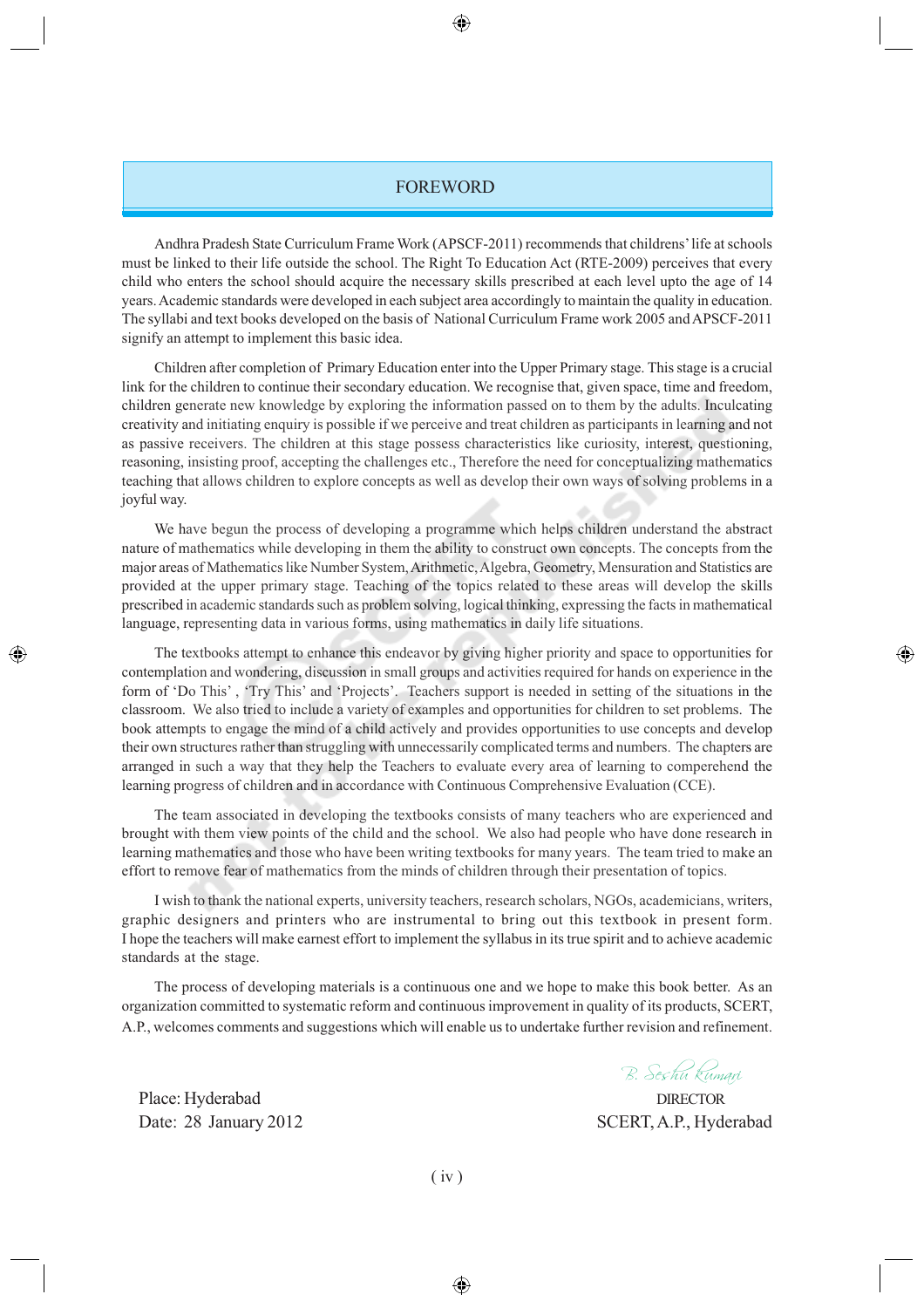# FOREWORD

Andhra Pradesh State Curriculum Frame Work (APSCF-2011) recommends that childrens' life at schools must be linked to their life outside the school. The Right To Education Act (RTE-2009) perceives that every child who enters the school should acquire the necessary skills prescribed at each level upto the age of 14 years. Academic standards were developed in each subject area accordingly to maintain the quality in education. The syllabi and text books developed on the basis of National Curriculum Frame work 2005 and APSCF-2011 signify an attempt to implement this basic idea.

Children after completion of Primary Education enter into the Upper Primary stage. This stage is a crucial link for the children to continue their secondary education. We recognise that, given space, time and freedom, children generate new knowledge by exploring the information passed on to them by the adults. Inculcating creativity and initiating enquiry is possible if we perceive and treat children as participants in learning and not as passive receivers. The children at this stage possess characteristics like curiosity, interest, questioning, reasoning, insisting proof, accepting the challenges etc., Therefore the need for conceptualizing mathematics teaching that allows children to explore concepts as well as develop their own ways of solving problems in a joyful way.

We have begun the process of developing a programme which helps children understand the abstract nature of mathematics while developing in them the ability to construct own concepts. The concepts from the major areas of Mathematics like Number System, Arithmetic, Algebra, Geometry, Mensuration and Statistics are provided at the upper primary stage. Teaching of the topics related to these areas will develop the skills prescribed in academic standards such as problem solving, logical thinking, expressing the facts in mathematical language, representing data in various forms, using mathematics in daily life situations.

The textbooks attempt to enhance this endeavor by giving higher priority and space to opportunities for contemplation and wondering, discussion in small groups and activities required for hands on experience in the form of 'Do This', 'Try This' and 'Projects'. Teachers support is needed in setting of the situations in the classroom. We also tried to include a variety of examples and opportunities for children to set problems. The book attempts to engage the mind of a child actively and provides opportunities to use concepts and develop their own structures rather than struggling with unnecessarily complicated terms and numbers. The chapters are arranged in such a way that they help the Teachers to evaluate every area of learning to comperehend the learning progress of children and in accordance with Continuous Comprehensive Evaluation (CCE).

The team associated in developing the textbooks consists of many teachers who are experienced and brought with them view points of the child and the school. We also had people who have done research in learning mathematics and those who have been writing textbooks for many years. The team tried to make an effort to remove fear of mathematics from the minds of children through their presentation of topics.

I wish to thank the national experts, university teachers, research scholars, NGOs, academicians, writers, graphic designers and printers who are instrumental to bring out this textbook in present form. I hope the teachers will make earnest effort to implement the syllabus in its true spirit and to achieve academic standards at the stage.

The process of developing materials is a continuous one and we hope to make this book better. As an organization committed to systematic reform and continuous improvement in quality of its products, SCERT, A.P., welcomes comments and suggestions which will enable us to undertake further revision and refinement.

B. Seshu Kumari
DIRECTOR
SCERT, A.P., Hyderabad

Place: Hyderabad
Date: 28 January 2012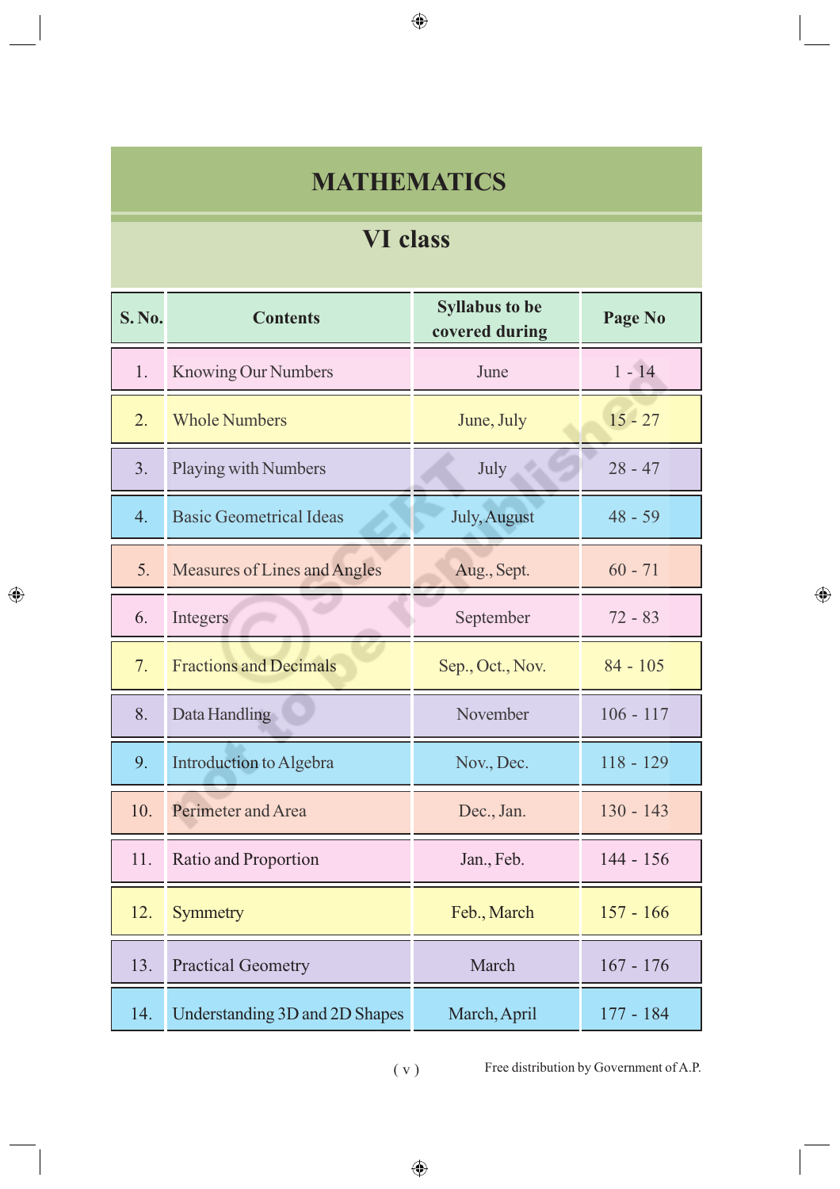# MATHEMATICS

## VI class

| S. No. | Contents | Syllabus to be covered during | Page No |
|---|---|---|---|
| 1. | Knowing Our Numbers | June | 1 - 14 |
| 2. | Whole Numbers | June, July | 15 - 27 |
| 3. | Playing with Numbers | July | 28 - 47 |
| 4. | Basic Geometrical Ideas | July, August | 48 - 59 |
| 5. | Measures of Lines and Angles | Aug., Sept. | 60 - 71 |
| 6. | Integers | September | 72 - 83 |
| 7. | Fractions and Decimals | Sep., Oct., Nov. | 84 - 105 |
| 8. | Data Handling | November | 106 - 117 |
| 9. | Introduction to Algebra | Nov., Dec. | 118 - 129 |
| 10. | Perimeter and Area | Dec., Jan. | 130 - 143 |
| 11. | Ratio and Proportion | Jan., Feb. | 144 - 156 |
| 12. | Symmetry | Feb., March | 157 - 166 |
| 13. | Practical Geometry | March | 167 - 176 |
| 14. | Understanding 3D and 2D Shapes | March, April | 177 - 184 |

Free distribution by Government of A.P.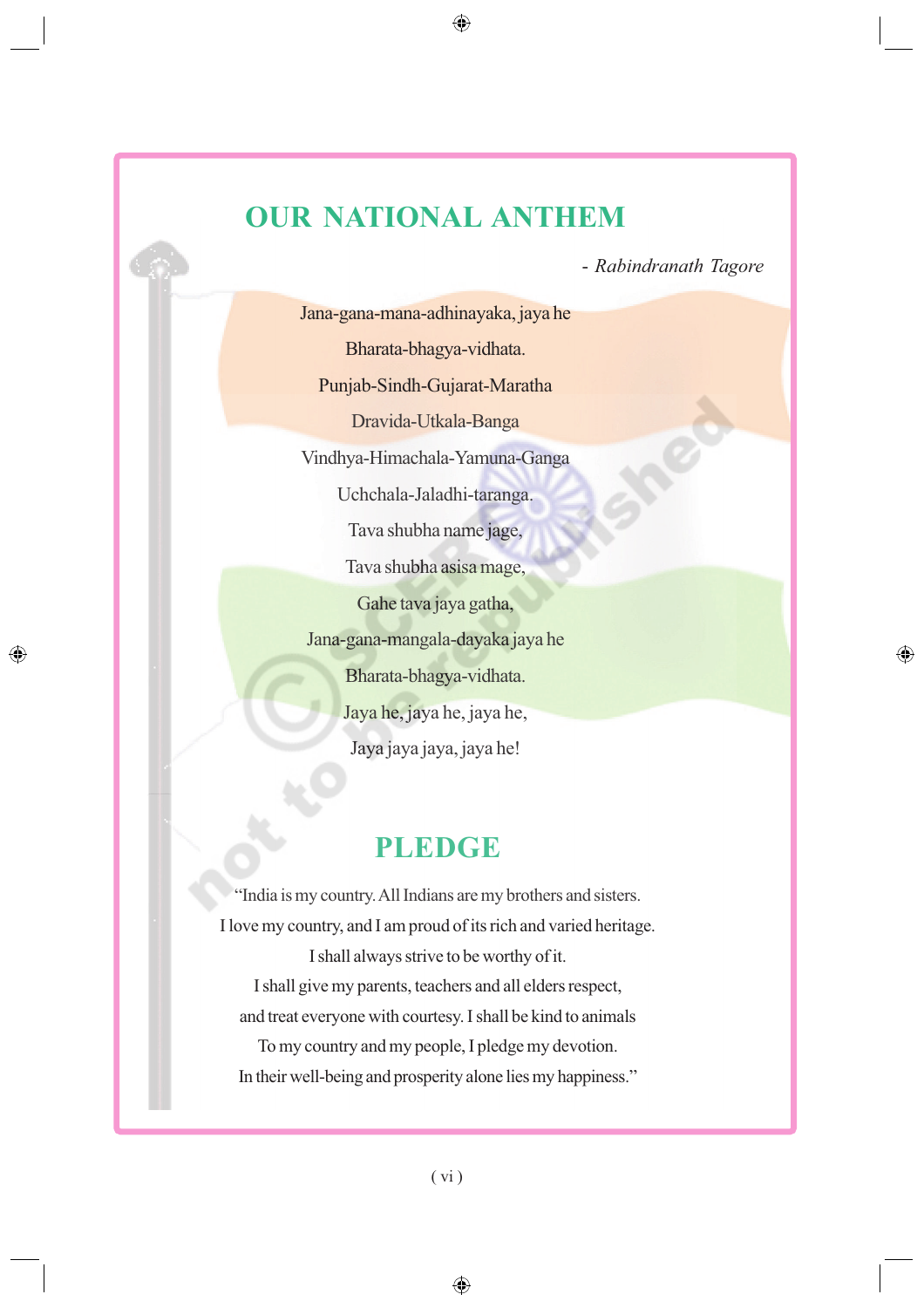# OUR NATIONAL ANTHEM

*- Rabindranath Tagore*

Jana-gana-mana-adhinayaka, jaya he
Bharata-bhagya-vidhata.
Punjab-Sindh-Gujarat-Maratha
Dravida-Utkala-Banga
Vindhya-Himachala-Yamuna-Ganga
Uchchala-Jaladhi-taranga.
Tava shubha name jage,
Tava shubha asisa mage,
Gahe tava jaya gatha,
Jana-gana-mangala-dayaka jaya he
Bharata-bhagya-vidhata.
Jaya he, jaya he, jaya he,
Jaya jaya jaya, jaya he!

# PLEDGE

"India is my country. All Indians are my brothers and sisters.
I love my country, and I am proud of its rich and varied heritage.
I shall always strive to be worthy of it.
I shall give my parents, teachers and all elders respect,
and treat everyone with courtesy. I shall be kind to animals
To my country and my people, I pledge my devotion.
In their well-being and prosperity alone lies my happiness."